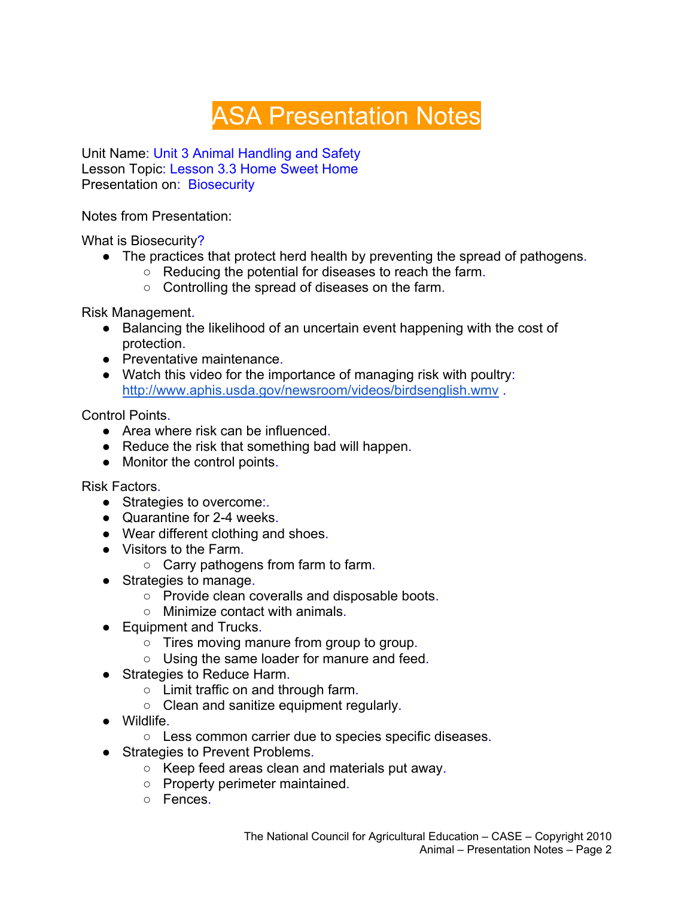# ASA Presentation Notes

Unit Name: Unit 3 Animal Handling and Safety
Lesson Topic: Lesson 3.3 Home Sweet Home
Presentation on: Biosecurity

Notes from Presentation:

What is Biosecurity?

- The practices that protect herd health by preventing the spread of pathogens.
  - Reducing the potential for diseases to reach the farm.
  - Controlling the spread of diseases on the farm.

Risk Management.

- Balancing the likelihood of an uncertain event happening with the cost of protection.
- Preventative maintenance.
- Watch this video for the importance of managing risk with poultry: http://www.aphis.usda.gov/newsroom/videos/birdsenglish.wmv .

Control Points.

- Area where risk can be influenced.
- Reduce the risk that something bad will happen.
- Monitor the control points.

Risk Factors.

- Strategies to overcome:.
- Quarantine for 2-4 weeks.
- Wear different clothing and shoes.
- Visitors to the Farm.
  - Carry pathogens from farm to farm.
- Strategies to manage.
  - Provide clean coveralls and disposable boots.
  - Minimize contact with animals.
- Equipment and Trucks.
  - Tires moving manure from group to group.
  - Using the same loader for manure and feed.
- Strategies to Reduce Harm.
  - Limit traffic on and through farm.
  - Clean and sanitize equipment regularly.
- Wildlife.
  - Less common carrier due to species specific diseases.
- Strategies to Prevent Problems.
  - Keep feed areas clean and materials put away.
  - Property perimeter maintained.
  - Fences.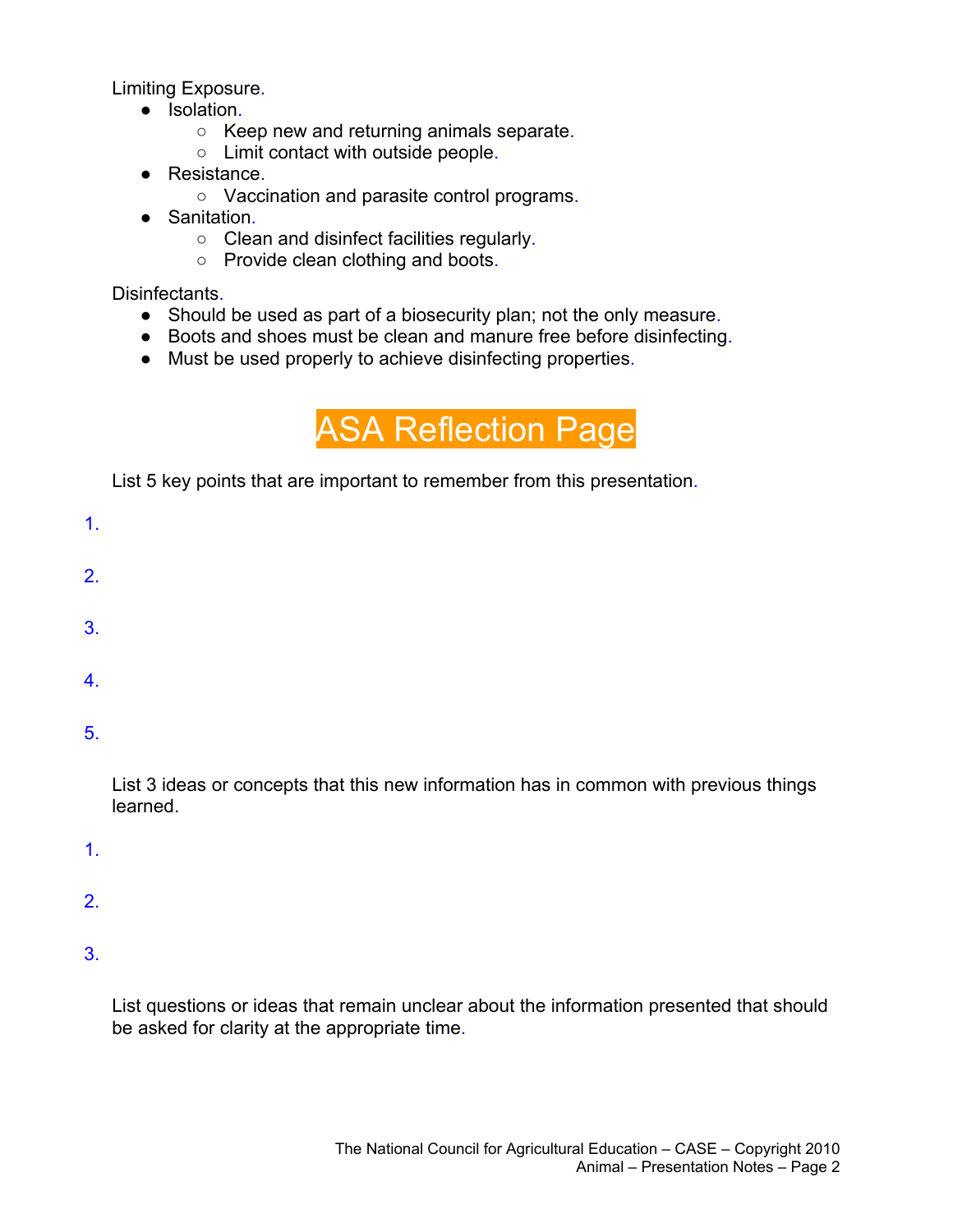Limiting Exposure.

- Isolation.
  - Keep new and returning animals separate.
  - Limit contact with outside people.
- Resistance.
  - Vaccination and parasite control programs.
- Sanitation.
  - Clean and disinfect facilities regularly.
  - Provide clean clothing and boots.

Disinfectants.

- Should be used as part of a biosecurity plan; not the only measure.
- Boots and shoes must be clean and manure free before disinfecting.
- Must be used properly to achieve disinfecting properties.

# ASA Reflection Page

List 5 key points that are important to remember from this presentation.

1.

2.

3.

4.

5.

List 3 ideas or concepts that this new information has in common with previous things learned.

1.

2.

3.

List questions or ideas that remain unclear about the information presented that should be asked for clarity at the appropriate time.